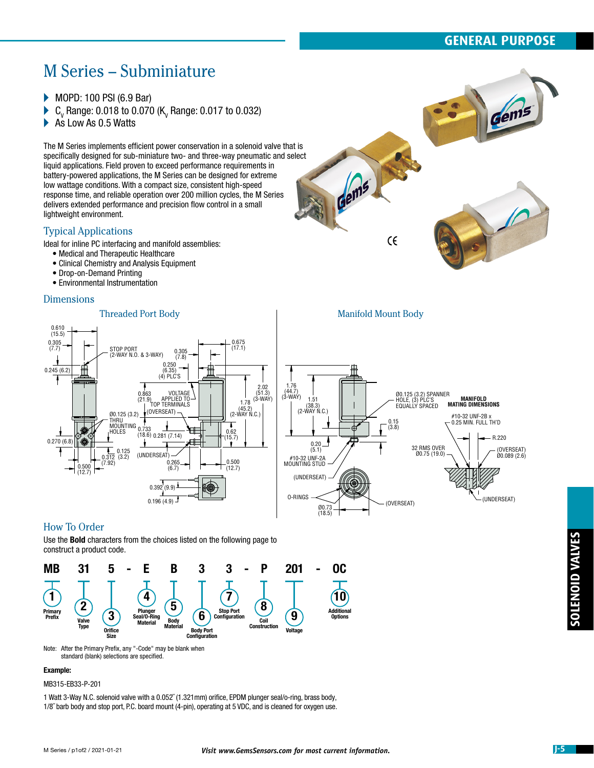GENERAL PURPOSE

# M Series – Subminiature

- MOPD: 100 PSI (6.9 Bar)
- $C_V$ Range: 0.018 to 0.070 ($K_V$ Range: 0.017 to 0.032)
- As Low As 0.5 Watts

The M Series implements efficient power conservation in a solenoid valve that is specifically designed for sub-miniature two- and three-way pneumatic and select liquid applications. Field proven to exceed performance requirements in battery-powered applications, the M Series can be designed for extreme low wattage conditions. With a compact size, consistent high-speed response time, and reliable operation over 200 million cycles, the M Series delivers extended performance and precision flow control in a small lightweight environment.

## Typical Applications

Ideal for inline PC interfacing and manifold assemblies:

- Medical and Therapeutic Healthcare
- Clinical Chemistry and Analysis Equipment
- Drop-on-Demand Printing
- Environmental Instrumentation

## Dimensions

### Threaded Port Body

0.610 (15.5); 0.305 (7.7); 0.245 (6.2); STOP PORT (2-WAY N.O. & 3-WAY); 0.305 (7.8); 0.250 (6.35) (4) PLC'S; 0.675 (17.1); 0.863 (21.9); VOLTAGE APPLIED TO TOP TERMINALS; 2.02 (51.3) (3-WAY); 1.78 (45.2) (2-WAY N.C.); Ø0.125 (3.2) THRU MOUNTING HOLES; (OVERSEAT); 0.733 (18.6); 0.281 (7.14); 0.62 (15.7); 0.270 (6.8); 0.125 (3.2); 0.312 (7.92); 0.500 (12.7); (UNDERSEAT); 0.265 (6.7); 0.500 (12.7); 0.392 (9.9); 0.196 (4.9)

### Manifold Mount Body

1.76 (44.7) (3-WAY); 1.51 (38.3) (2-WAY N.C.); Ø0.125 (3.2) SPANNER HOLE, (3) PLC'S EQUALLY SPACED; 0.15 (3.8); 0.20 (5.1); #10-32 UNF-2A MOUNTING STUD; (UNDERSEAT); O-RINGS; Ø0.73 (18.5); (OVERSEAT)

**MANIFOLD MATING DIMENSIONS**

#10-32 UNF-2B x 0.25 MIN. FULL TH'D; R.220; 32 RMS OVER Ø0.75 (19.0); (OVERSEAT) Ø0.089 (2.6); (UNDERSEAT)

## How To Order

Use the **Bold** characters from the choices listed on the following page to construct a product code.

| MB | 31 | 5 | - | E | B | 3 | 3 | - | P | 201 | - | OC |
|---|---|---|---|---|---|---|---|---|---|---|---|---|
| 1 Primary Prefix | 2 Valve Type | 3 Orifice Size | | 4 Plunger Seal/O-Ring Material | 5 Body Material | 6 Body Port Configuration | 7 Stop Port Configuration | | 8 Coil Construction | 9 Voltage | | 10 Additional Options |

Note: After the Primary Prefix, any "-Code" may be blank when standard (blank) selections are specified.

**Example:**

MB315-EB33-P-201

1 Watt 3-Way N.C. solenoid valve with a 0.052˝ (1.321mm) orifice, EPDM plunger seal/o-ring, brass body, 1/8˝ barb body and stop port, P.C. board mount (4-pin), operating at 5 VDC, and is cleaned for oxygen use.

*Visit www.GemsSensors.com for most current information.*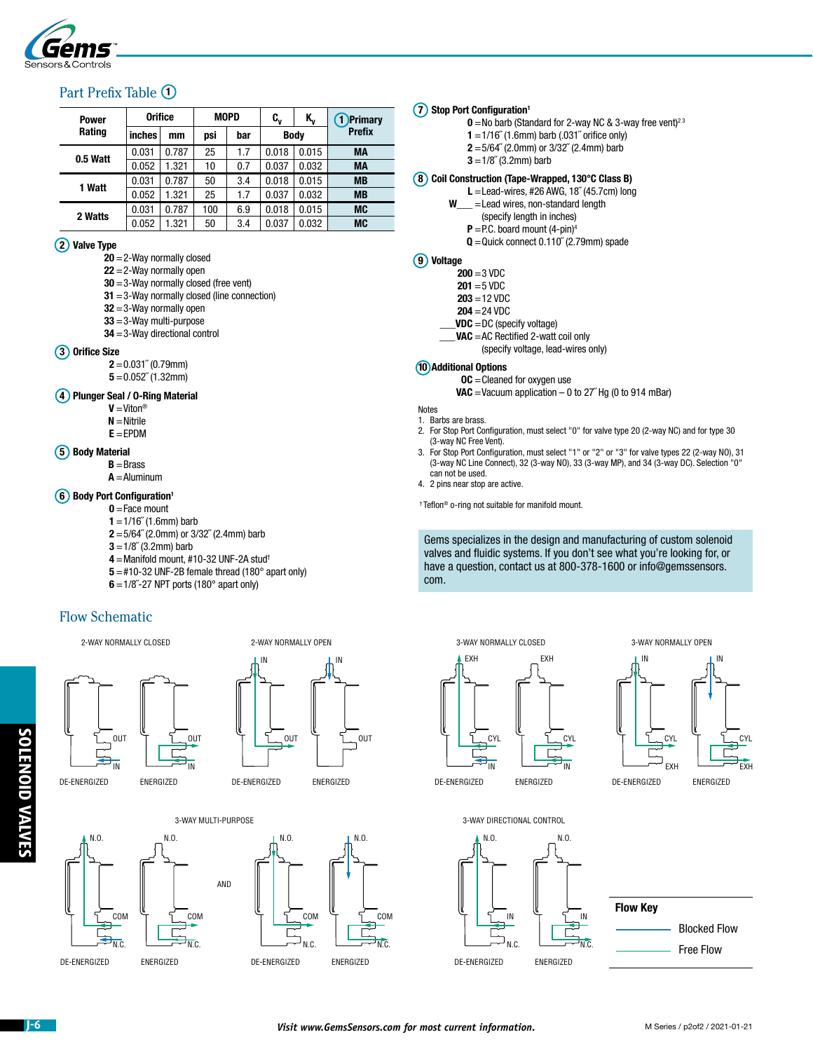## Part Prefix Table ①

| Power Rating | Orifice | | MOPD | | $C_v$ | $K_v$ | ① Primary Prefix |
|---|---|---|---|---|---|---|---|
| | inches | mm | psi | bar | Body | | |
| 0.5 Watt | 0.031 | 0.787 | 25 | 1.7 | 0.018 | 0.015 | MA |
| | 0.052 | 1.321 | 10 | 0.7 | 0.037 | 0.032 | MA |
| 1 Watt | 0.031 | 0.787 | 50 | 3.4 | 0.018 | 0.015 | MB |
| | 0.052 | 1.321 | 25 | 1.7 | 0.037 | 0.032 | MB |
| 2 Watts | 0.031 | 0.787 | 100 | 6.9 | 0.018 | 0.015 | MC |
| | 0.052 | 1.321 | 50 | 3.4 | 0.037 | 0.032 | MC |

**② Valve Type**

- **20** = 2-Way normally closed
- **22** = 2-Way normally open
- **30** = 3-Way normally closed (free vent)
- **31** = 3-Way normally closed (line connection)
- **32** = 3-Way normally open
- **33** = 3-Way multi-purpose
- **34** = 3-Way directional control

**③ Orifice Size**

- **2** = 0.031˝ (0.79mm)
- **5** = 0.052˝ (1.32mm)

**④ Plunger Seal / O-Ring Material**

- **V** = Viton®
- **N** = Nitrile
- **E** = EPDM

**⑤ Body Material**

- **B** = Brass
- **A** = Aluminum

**⑥ Body Port Configuration**[1]

- **0** = Face mount
- **1** = 1/16˝ (1.6mm) barb
- **2** = 5/64˝ (2.0mm) or 3/32˝ (2.4mm) barb
- **3** = 1/8˝ (3.2mm) barb
- **4** = Manifold mount, #10-32 UNF-2A stud†
- **5** = #10-32 UNF-2B female thread (180° apart only)
- **6** = 1/8˝-27 NPT ports (180° apart only)

**⑦ Stop Port Configuration**[1]

- **0** = No barb (Standard for 2-way NC & 3-way free vent)[2,3]
- **1** = 1/16˝ (1.6mm) barb (.031˝ orifice only)
- **2** = 5/64˝ (2.0mm) or 3/32˝ (2.4mm) barb
- **3** = 1/8˝ (3.2mm) barb

**⑧ Coil Construction (Tape-Wrapped, 130°C Class B)**

- **L** = Lead-wires, #26 AWG, 18˝ (45.7cm) long
- **W___** = Lead wires, non-standard length (specify length in inches)
- **P** = P.C. board mount (4-pin)[4]
- **Q** = Quick connect 0.110˝ (2.79mm) spade

**⑨ Voltage**

- **200** = 3 VDC
- **201** = 5 VDC
- **203** = 12 VDC
- **204** = 24 VDC
- **___VDC** = DC (specify voltage)
- **___VAC** = AC Rectified 2-watt coil only (specify voltage, lead-wires only)

**⑩ Additional Options**

- **OC** = Cleaned for oxygen use
- **VAC** = Vacuum application – 0 to 27˝ Hg (0 to 914 mBar)

Notes

1. Barbs are brass.
2. For Stop Port Configuration, must select "0" for valve type 20 (2-way NC) and for type 30 (3-way NC Free Vent).
3. For Stop Port Configuration, must select "1" or "2" or "3" for valve types 22 (2-way NO), 31 (3-way NC Line Connect), 32 (3-way NO), 33 (3-way MP), and 34 (3-way DC). Selection "0" can not be used.
4. 2 pins near stop are active.

† Teflon® o-ring not suitable for manifold mount.

Gems specializes in the design and manufacturing of custom solenoid valves and fluidic systems. If you don't see what you're looking for, or have a question, contact us at 800-378-1600 or info@gemssensors.com.

## Flow Schematic

2-WAY NORMALLY CLOSED

OUT
IN
DE-ENERGIZED

OUT
IN
ENERGIZED

2-WAY NORMALLY OPEN

IN
OUT
DE-ENERGIZED

IN
OUT
ENERGIZED

3-WAY NORMALLY CLOSED

EXH
CYL
IN
DE-ENERGIZED

EXH
CYL
IN
ENERGIZED

3-WAY NORMALLY OPEN

IN
CYL
EXH
DE-ENERGIZED

IN
CYL
EXH
ENERGIZED

3-WAY MULTI-PURPOSE

N.O.
COM
N.C.
DE-ENERGIZED

N.O.
COM
N.C.
ENERGIZED

AND

N.O.
COM
N.C.
DE-ENERGIZED

N.O.
COM
N.C.
ENERGIZED

3-WAY DIRECTIONAL CONTROL

N.O.
IN
N.C.
DE-ENERGIZED

N.O.
IN
N.C.
ENERGIZED

**Flow Key**

Blocked Flow

Free Flow

*Visit www.GemsSensors.com for most current information.*